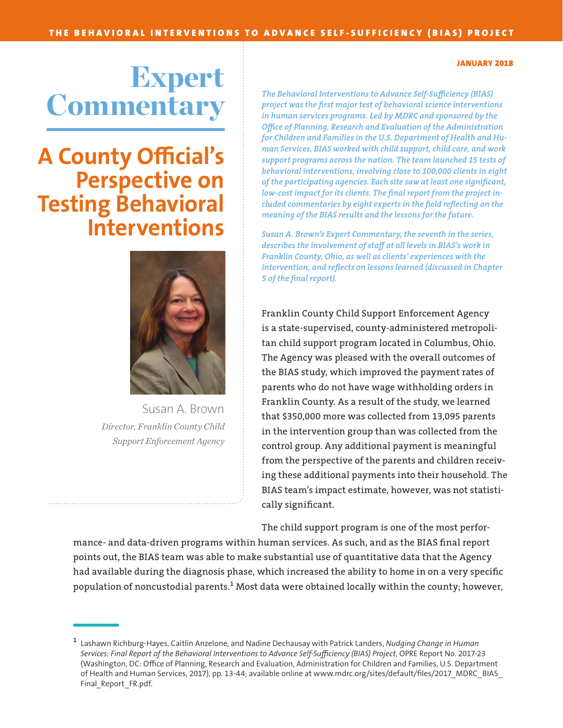JANUARY 2018

# Expert Commentary

## A County Official's Perspective on Testing Behavioral Interventions

Susan A. Brown
*Director, Franklin County Child Support Enforcement Agency*

*The Behavioral Interventions to Advance Self-Sufficiency (BIAS) project was the first major test of behavioral science interventions in human services programs. Led by MDRC and sponsored by the Office of Planning, Research and Evaluation of the Administration for Children and Families in the U.S. Department of Health and Human Services, BIAS worked with child support, child care, and work support programs across the nation. The team launched 15 tests of behavioral interventions, involving close to 100,000 clients in eight of the participating agencies. Each site saw at least one significant, low-cost impact for its clients. The final report from the project included commentaries by eight experts in the field reflecting on the meaning of the BIAS results and the lessons for the future.*

*Susan A. Brown's Expert Commentary, the seventh in the series, describes the involvement of staff at all levels in BIAS's work in Franklin County, Ohio, as well as clients' experiences with the intervention, and reflects on lessons learned (discussed in Chapter 5 of the final report).*

Franklin County Child Support Enforcement Agency is a state-supervised, county-administered metropolitan child support program located in Columbus, Ohio. The Agency was pleased with the overall outcomes of the BIAS study, which improved the payment rates of parents who do not have wage withholding orders in Franklin County. As a result of the study, we learned that $350,000 more was collected from 13,095 parents in the intervention group than was collected from the control group. Any additional payment is meaningful from the perspective of the parents and children receiving these additional payments into their household. The BIAS team's impact estimate, however, was not statistically significant.

The child support program is one of the most performance- and data-driven programs within human services. As such, and as the BIAS final report points out, the BIAS team was able to make substantial use of quantitative data that the Agency had available during the diagnosis phase, which increased the ability to home in on a very specific population of noncustodial parents.[1] Most data were obtained locally within the county; however,

[1] Lashawn Richburg-Hayes, Caitlin Anzelone, and Nadine Dechausay with Patrick Landers, *Nudging Change in Human Services: Final Report of the Behavioral Interventions to Advance Self-Sufficiency (BIAS) Project*, OPRE Report No. 2017-23 (Washington, DC: Office of Planning, Research and Evaluation, Administration for Children and Families, U.S. Department of Health and Human Services, 2017), pp. 13-44; available online at www.mdrc.org/sites/default/files/2017_MDRC_BIAS_Final_Report_FR.pdf.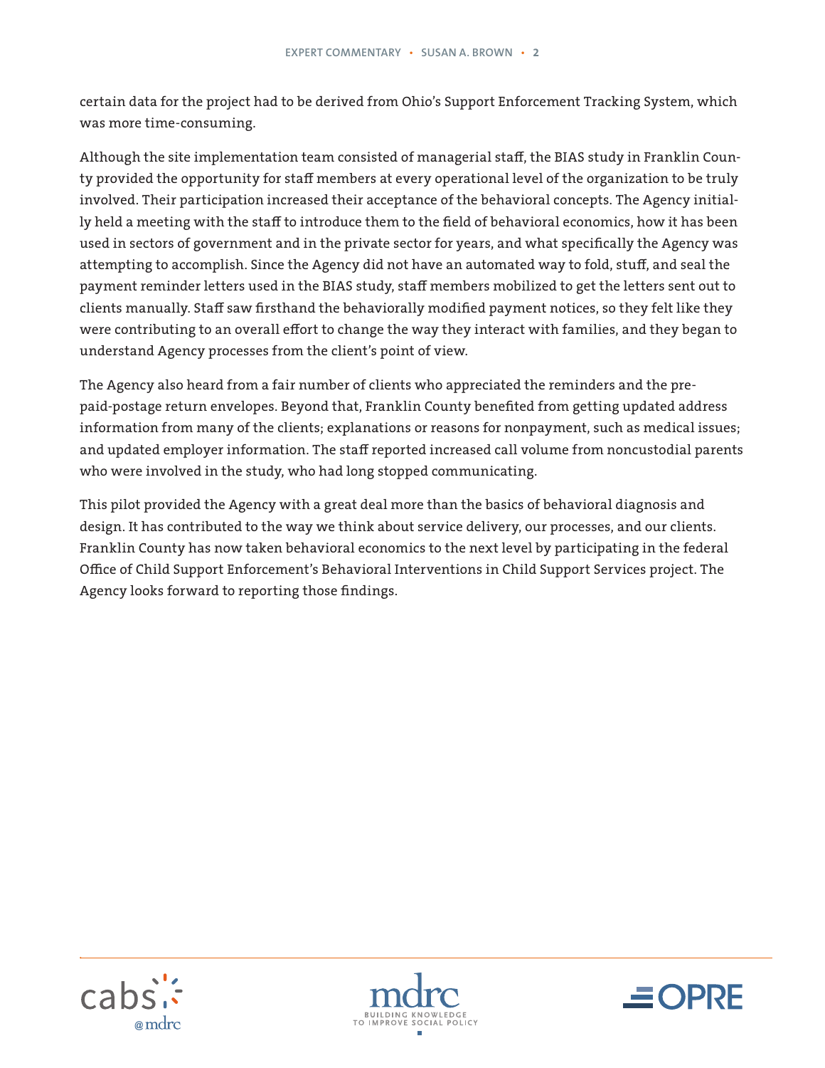certain data for the project had to be derived from Ohio's Support Enforcement Tracking System, which was more time-consuming.

Although the site implementation team consisted of managerial staff, the BIAS study in Franklin County provided the opportunity for staff members at every operational level of the organization to be truly involved. Their participation increased their acceptance of the behavioral concepts. The Agency initially held a meeting with the staff to introduce them to the field of behavioral economics, how it has been used in sectors of government and in the private sector for years, and what specifically the Agency was attempting to accomplish. Since the Agency did not have an automated way to fold, stuff, and seal the payment reminder letters used in the BIAS study, staff members mobilized to get the letters sent out to clients manually. Staff saw firsthand the behaviorally modified payment notices, so they felt like they were contributing to an overall effort to change the way they interact with families, and they began to understand Agency processes from the client's point of view.

The Agency also heard from a fair number of clients who appreciated the reminders and the pre-paid-postage return envelopes. Beyond that, Franklin County benefited from getting updated address information from many of the clients; explanations or reasons for nonpayment, such as medical issues; and updated employer information. The staff reported increased call volume from noncustodial parents who were involved in the study, who had long stopped communicating.

This pilot provided the Agency with a great deal more than the basics of behavioral diagnosis and design. It has contributed to the way we think about service delivery, our processes, and our clients. Franklin County has now taken behavioral economics to the next level by participating in the federal Office of Child Support Enforcement's Behavioral Interventions in Child Support Services project. The Agency looks forward to reporting those findings.